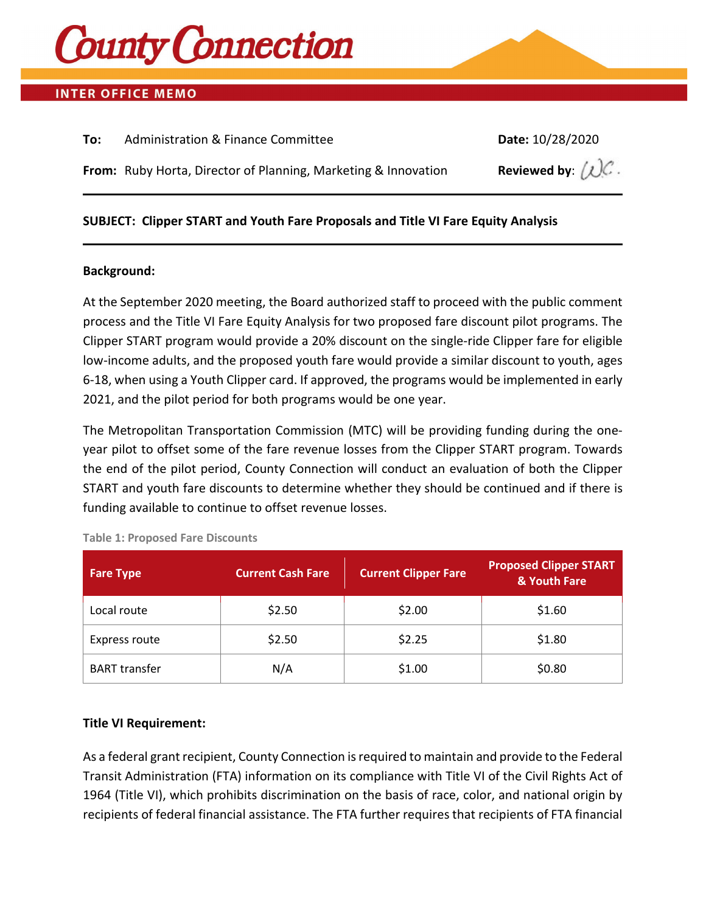# County Connection

**INTER OFFICE MEMO**

**To:** Administration & Finance Committee **Date:** 10/28/2020

**From:** Ruby Horta, Director of Planning, Marketing & Innovation **Reviewed by:** W.C.

---

**SUBJECT: Clipper START and Youth Fare Proposals and Title VI Fare Equity Analysis**

---

**Background:**

At the September 2020 meeting, the Board authorized staff to proceed with the public comment process and the Title VI Fare Equity Analysis for two proposed fare discount pilot programs. The Clipper START program would provide a 20% discount on the single-ride Clipper fare for eligible low-income adults, and the proposed youth fare would provide a similar discount to youth, ages 6-18, when using a Youth Clipper card. If approved, the programs would be implemented in early 2021, and the pilot period for both programs would be one year.

The Metropolitan Transportation Commission (MTC) will be providing funding during the one-year pilot to offset some of the fare revenue losses from the Clipper START program. Towards the end of the pilot period, County Connection will conduct an evaluation of both the Clipper START and youth fare discounts to determine whether they should be continued and if there is funding available to continue to offset revenue losses.

**Table 1: Proposed Fare Discounts**

| Fare Type | Current Cash Fare | Current Clipper Fare | Proposed Clipper START & Youth Fare |
|---|---|---|---|
| Local route | $2.50 | $2.00 | $1.60 |
| Express route | $2.50 | $2.25 | $1.80 |
| BART transfer | N/A | $1.00 | $0.80 |

**Title VI Requirement:**

As a federal grant recipient, County Connection is required to maintain and provide to the Federal Transit Administration (FTA) information on its compliance with Title VI of the Civil Rights Act of 1964 (Title VI), which prohibits discrimination on the basis of race, color, and national origin by recipients of federal financial assistance. The FTA further requires that recipients of FTA financial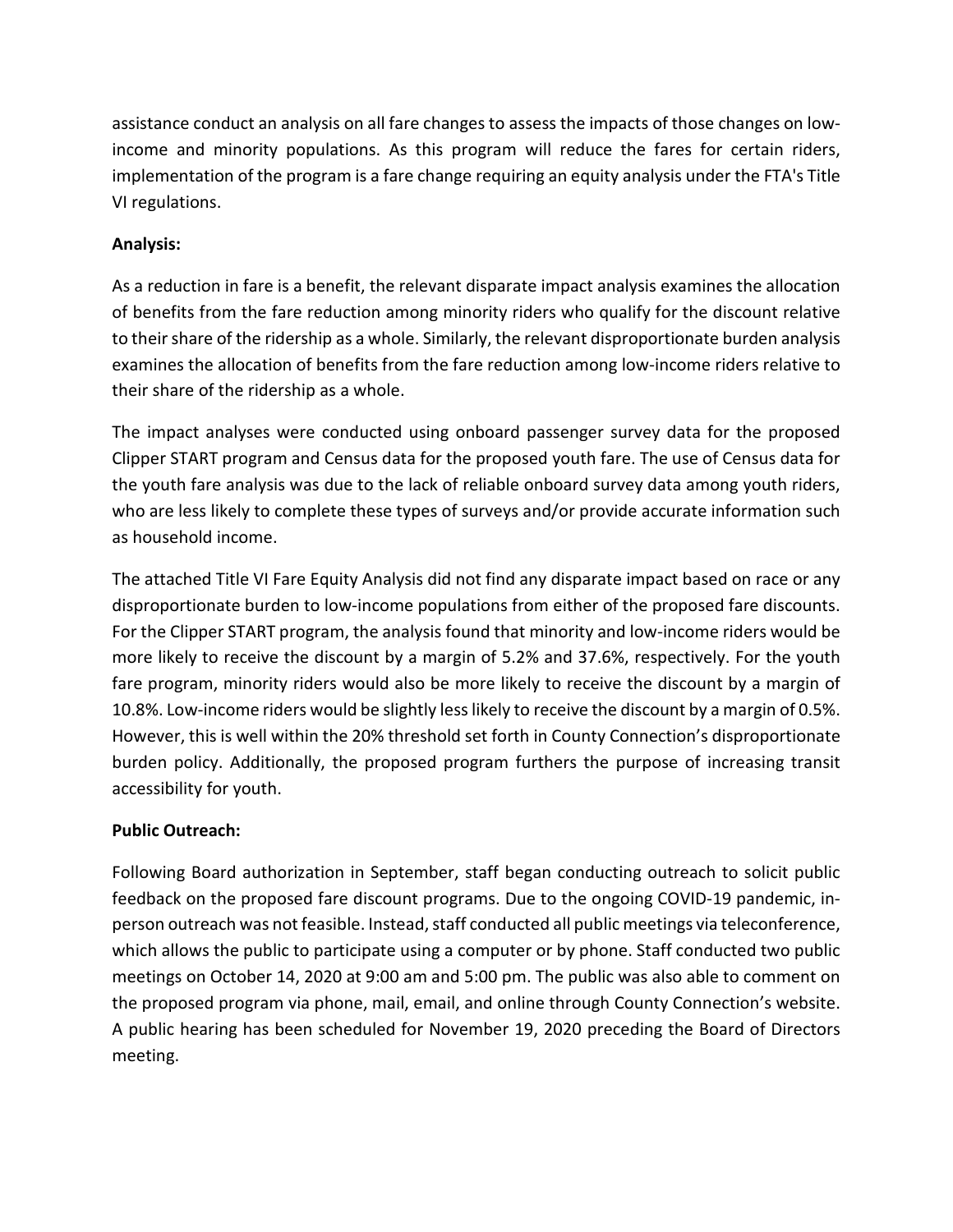assistance conduct an analysis on all fare changes to assess the impacts of those changes on low-income and minority populations. As this program will reduce the fares for certain riders, implementation of the program is a fare change requiring an equity analysis under the FTA's Title VI regulations.

**Analysis:**

As a reduction in fare is a benefit, the relevant disparate impact analysis examines the allocation of benefits from the fare reduction among minority riders who qualify for the discount relative to their share of the ridership as a whole. Similarly, the relevant disproportionate burden analysis examines the allocation of benefits from the fare reduction among low-income riders relative to their share of the ridership as a whole.

The impact analyses were conducted using onboard passenger survey data for the proposed Clipper START program and Census data for the proposed youth fare. The use of Census data for the youth fare analysis was due to the lack of reliable onboard survey data among youth riders, who are less likely to complete these types of surveys and/or provide accurate information such as household income.

The attached Title VI Fare Equity Analysis did not find any disparate impact based on race or any disproportionate burden to low-income populations from either of the proposed fare discounts. For the Clipper START program, the analysis found that minority and low-income riders would be more likely to receive the discount by a margin of 5.2% and 37.6%, respectively. For the youth fare program, minority riders would also be more likely to receive the discount by a margin of 10.8%. Low-income riders would be slightly less likely to receive the discount by a margin of 0.5%. However, this is well within the 20% threshold set forth in County Connection's disproportionate burden policy. Additionally, the proposed program furthers the purpose of increasing transit accessibility for youth.

**Public Outreach:**

Following Board authorization in September, staff began conducting outreach to solicit public feedback on the proposed fare discount programs. Due to the ongoing COVID-19 pandemic, in-person outreach was not feasible. Instead, staff conducted all public meetings via teleconference, which allows the public to participate using a computer or by phone. Staff conducted two public meetings on October 14, 2020 at 9:00 am and 5:00 pm. The public was also able to comment on the proposed program via phone, mail, email, and online through County Connection's website. A public hearing has been scheduled for November 19, 2020 preceding the Board of Directors meeting.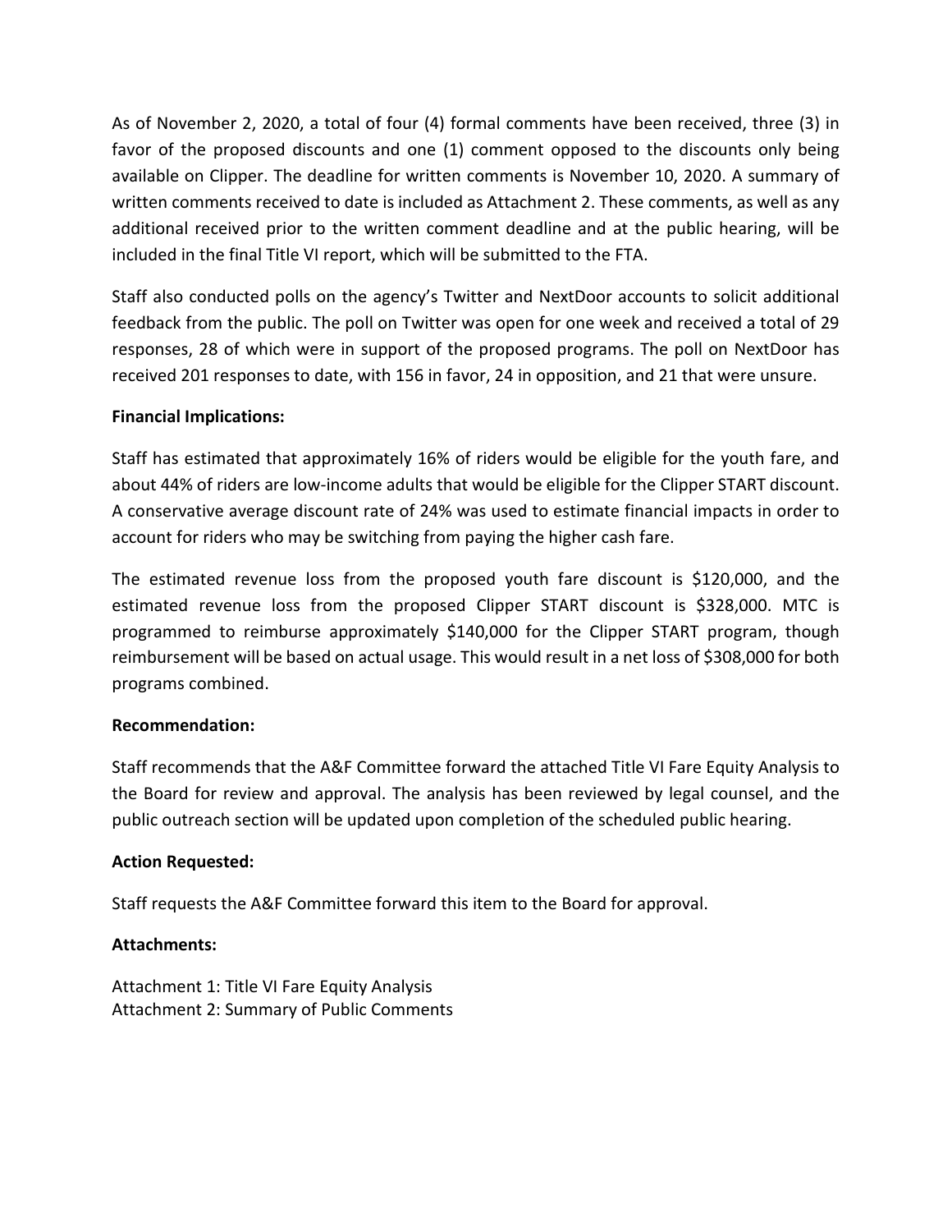As of November 2, 2020, a total of four (4) formal comments have been received, three (3) in favor of the proposed discounts and one (1) comment opposed to the discounts only being available on Clipper. The deadline for written comments is November 10, 2020. A summary of written comments received to date is included as Attachment 2. These comments, as well as any additional received prior to the written comment deadline and at the public hearing, will be included in the final Title VI report, which will be submitted to the FTA.

Staff also conducted polls on the agency's Twitter and NextDoor accounts to solicit additional feedback from the public. The poll on Twitter was open for one week and received a total of 29 responses, 28 of which were in support of the proposed programs. The poll on NextDoor has received 201 responses to date, with 156 in favor, 24 in opposition, and 21 that were unsure.

**Financial Implications:**

Staff has estimated that approximately 16% of riders would be eligible for the youth fare, and about 44% of riders are low-income adults that would be eligible for the Clipper START discount. A conservative average discount rate of 24% was used to estimate financial impacts in order to account for riders who may be switching from paying the higher cash fare.

The estimated revenue loss from the proposed youth fare discount is $120,000, and the estimated revenue loss from the proposed Clipper START discount is $328,000. MTC is programmed to reimburse approximately $140,000 for the Clipper START program, though reimbursement will be based on actual usage. This would result in a net loss of $308,000 for both programs combined.

**Recommendation:**

Staff recommends that the A&F Committee forward the attached Title VI Fare Equity Analysis to the Board for review and approval. The analysis has been reviewed by legal counsel, and the public outreach section will be updated upon completion of the scheduled public hearing.

**Action Requested:**

Staff requests the A&F Committee forward this item to the Board for approval.

**Attachments:**

Attachment 1: Title VI Fare Equity Analysis
Attachment 2: Summary of Public Comments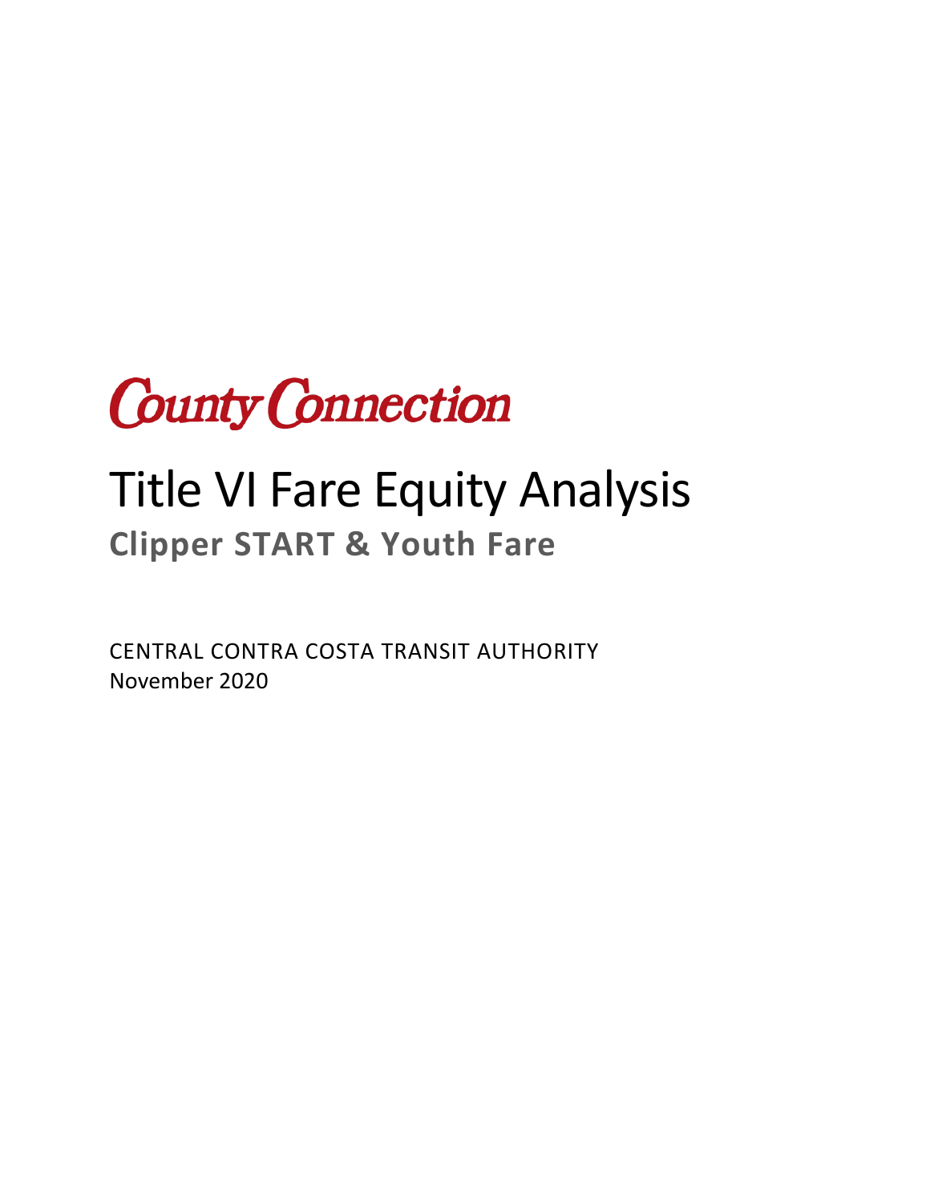County Connection

# Title VI Fare Equity Analysis

## Clipper START & Youth Fare

CENTRAL CONTRA COSTA TRANSIT AUTHORITY
November 2020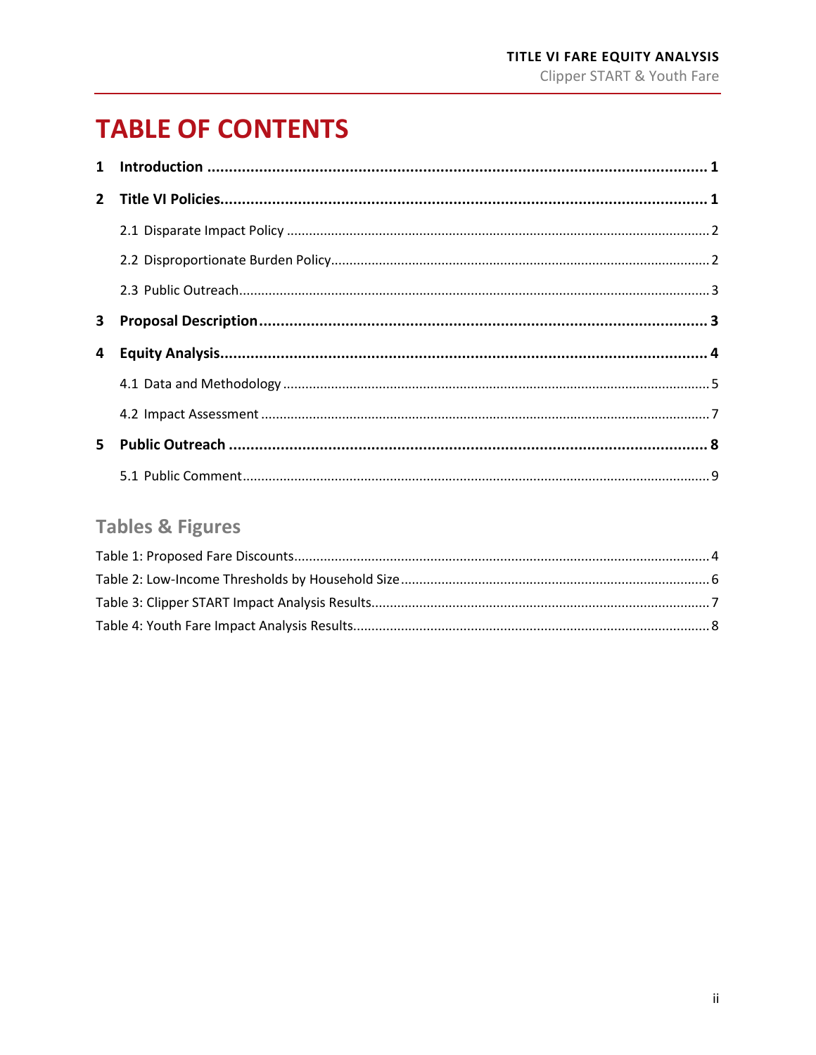# TABLE OF CONTENTS

**1 Introduction** .......... **1**

**2 Title VI Policies** .......... **1**

- 2.1 Disparate Impact Policy .......... 2
- 2.2 Disproportionate Burden Policy .......... 2
- 2.3 Public Outreach .......... 3

**3 Proposal Description** .......... **3**

**4 Equity Analysis** .......... **4**

- 4.1 Data and Methodology .......... 5
- 4.2 Impact Assessment .......... 7

**5 Public Outreach** .......... **8**

- 5.1 Public Comment .......... 9

## Tables & Figures

Table 1: Proposed Fare Discounts .......... 4

Table 2: Low-Income Thresholds by Household Size .......... 6

Table 3: Clipper START Impact Analysis Results .......... 7

Table 4: Youth Fare Impact Analysis Results .......... 8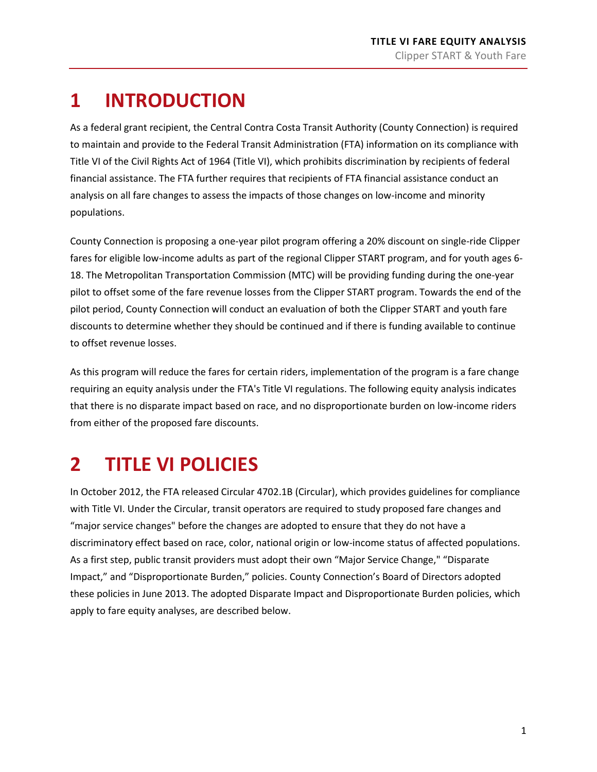# 1 INTRODUCTION

As a federal grant recipient, the Central Contra Costa Transit Authority (County Connection) is required to maintain and provide to the Federal Transit Administration (FTA) information on its compliance with Title VI of the Civil Rights Act of 1964 (Title VI), which prohibits discrimination by recipients of federal financial assistance. The FTA further requires that recipients of FTA financial assistance conduct an analysis on all fare changes to assess the impacts of those changes on low-income and minority populations.

County Connection is proposing a one-year pilot program offering a 20% discount on single-ride Clipper fares for eligible low-income adults as part of the regional Clipper START program, and for youth ages 6-18. The Metropolitan Transportation Commission (MTC) will be providing funding during the one-year pilot to offset some of the fare revenue losses from the Clipper START program. Towards the end of the pilot period, County Connection will conduct an evaluation of both the Clipper START and youth fare discounts to determine whether they should be continued and if there is funding available to continue to offset revenue losses.

As this program will reduce the fares for certain riders, implementation of the program is a fare change requiring an equity analysis under the FTA's Title VI regulations. The following equity analysis indicates that there is no disparate impact based on race, and no disproportionate burden on low-income riders from either of the proposed fare discounts.

# 2 TITLE VI POLICIES

In October 2012, the FTA released Circular 4702.1B (Circular), which provides guidelines for compliance with Title VI. Under the Circular, transit operators are required to study proposed fare changes and "major service changes" before the changes are adopted to ensure that they do not have a discriminatory effect based on race, color, national origin or low-income status of affected populations. As a first step, public transit providers must adopt their own "Major Service Change," "Disparate Impact," and "Disproportionate Burden," policies. County Connection's Board of Directors adopted these policies in June 2013. The adopted Disparate Impact and Disproportionate Burden policies, which apply to fare equity analyses, are described below.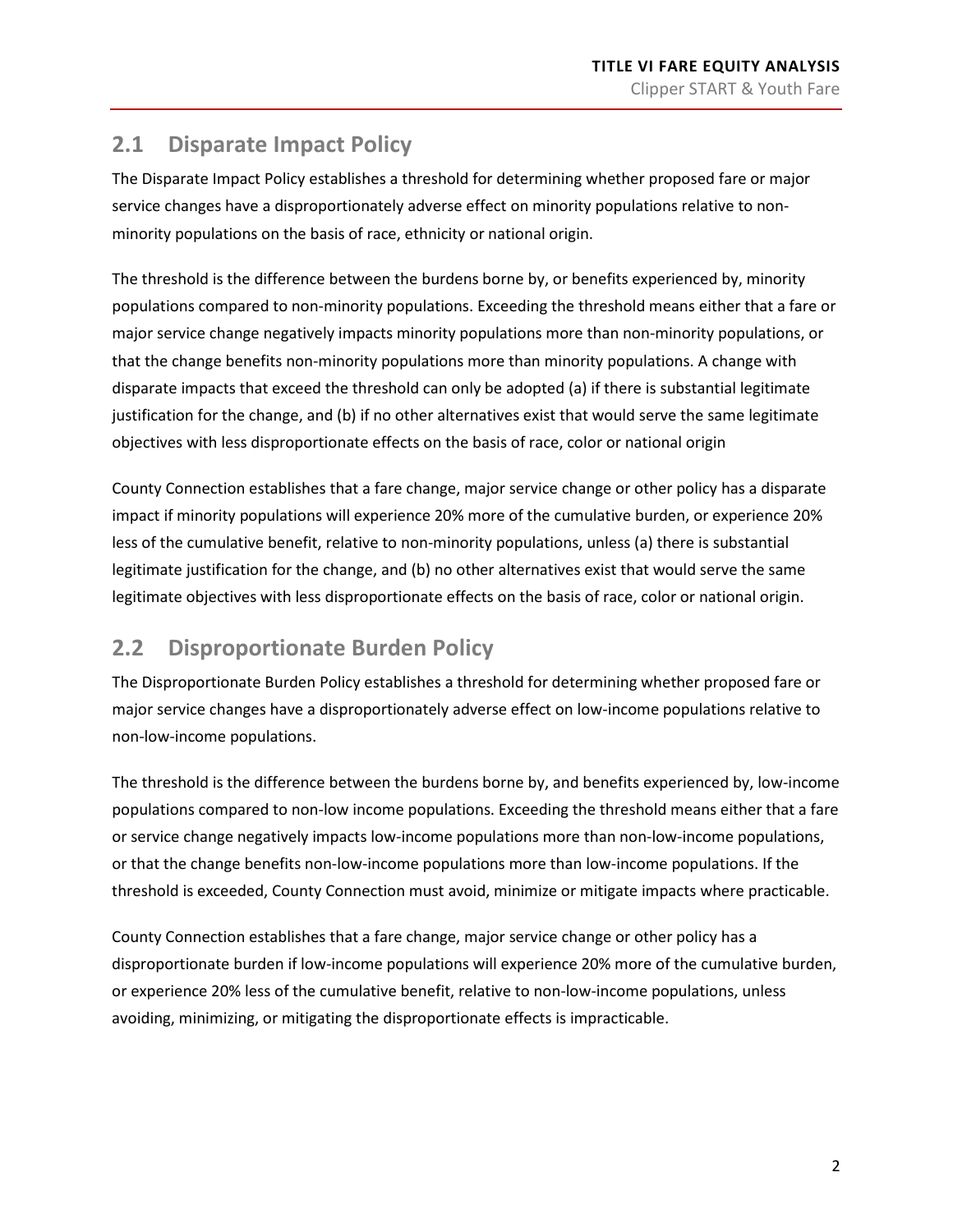## 2.1 Disparate Impact Policy

The Disparate Impact Policy establishes a threshold for determining whether proposed fare or major service changes have a disproportionately adverse effect on minority populations relative to non-minority populations on the basis of race, ethnicity or national origin.

The threshold is the difference between the burdens borne by, or benefits experienced by, minority populations compared to non-minority populations. Exceeding the threshold means either that a fare or major service change negatively impacts minority populations more than non-minority populations, or that the change benefits non-minority populations more than minority populations. A change with disparate impacts that exceed the threshold can only be adopted (a) if there is substantial legitimate justification for the change, and (b) if no other alternatives exist that would serve the same legitimate objectives with less disproportionate effects on the basis of race, color or national origin

County Connection establishes that a fare change, major service change or other policy has a disparate impact if minority populations will experience 20% more of the cumulative burden, or experience 20% less of the cumulative benefit, relative to non-minority populations, unless (a) there is substantial legitimate justification for the change, and (b) no other alternatives exist that would serve the same legitimate objectives with less disproportionate effects on the basis of race, color or national origin.

## 2.2 Disproportionate Burden Policy

The Disproportionate Burden Policy establishes a threshold for determining whether proposed fare or major service changes have a disproportionately adverse effect on low-income populations relative to non-low-income populations.

The threshold is the difference between the burdens borne by, and benefits experienced by, low-income populations compared to non-low income populations. Exceeding the threshold means either that a fare or service change negatively impacts low-income populations more than non-low-income populations, or that the change benefits non-low-income populations more than low-income populations. If the threshold is exceeded, County Connection must avoid, minimize or mitigate impacts where practicable.

County Connection establishes that a fare change, major service change or other policy has a disproportionate burden if low-income populations will experience 20% more of the cumulative burden, or experience 20% less of the cumulative benefit, relative to non-low-income populations, unless avoiding, minimizing, or mitigating the disproportionate effects is impracticable.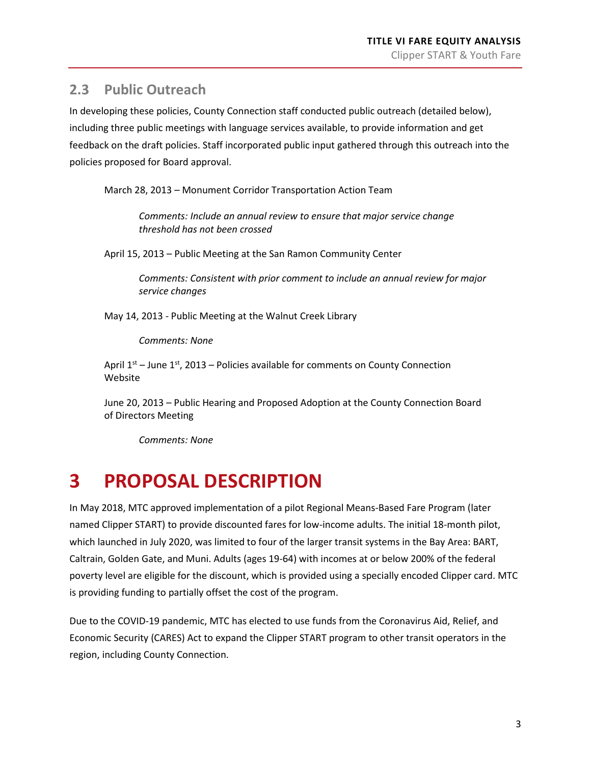## 2.3 Public Outreach

In developing these policies, County Connection staff conducted public outreach (detailed below), including three public meetings with language services available, to provide information and get feedback on the draft policies. Staff incorporated public input gathered through this outreach into the policies proposed for Board approval.

March 28, 2013 – Monument Corridor Transportation Action Team

> *Comments: Include an annual review to ensure that major service change threshold has not been crossed*

April 15, 2013 – Public Meeting at the San Ramon Community Center

> *Comments: Consistent with prior comment to include an annual review for major service changes*

May 14, 2013 - Public Meeting at the Walnut Creek Library

> *Comments: None*

April 1st – June 1st, 2013 – Policies available for comments on County Connection Website

June 20, 2013 – Public Hearing and Proposed Adoption at the County Connection Board of Directors Meeting

> *Comments: None*

# 3 PROPOSAL DESCRIPTION

In May 2018, MTC approved implementation of a pilot Regional Means-Based Fare Program (later named Clipper START) to provide discounted fares for low-income adults. The initial 18-month pilot, which launched in July 2020, was limited to four of the larger transit systems in the Bay Area: BART, Caltrain, Golden Gate, and Muni. Adults (ages 19-64) with incomes at or below 200% of the federal poverty level are eligible for the discount, which is provided using a specially encoded Clipper card. MTC is providing funding to partially offset the cost of the program.

Due to the COVID-19 pandemic, MTC has elected to use funds from the Coronavirus Aid, Relief, and Economic Security (CARES) Act to expand the Clipper START program to other transit operators in the region, including County Connection.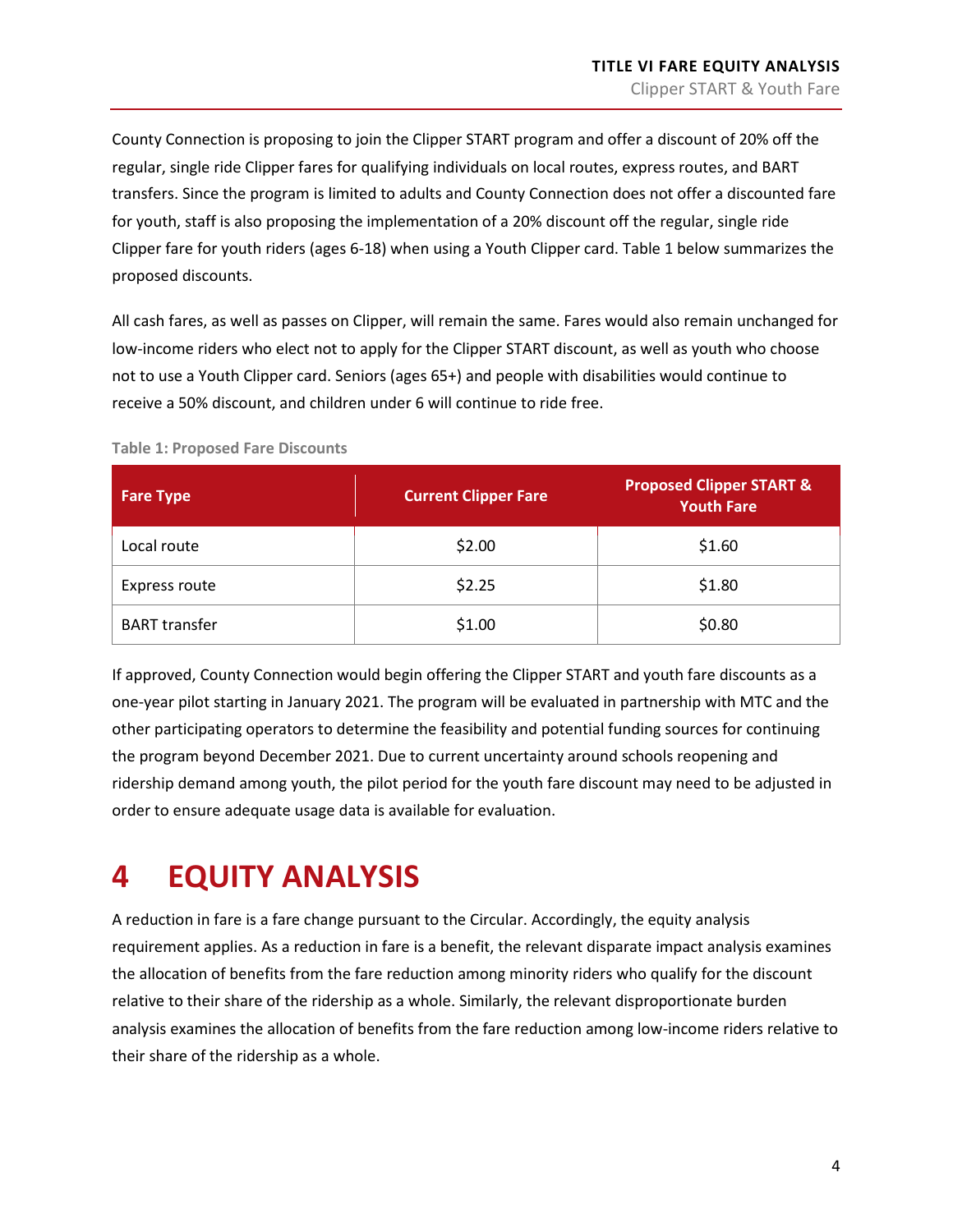County Connection is proposing to join the Clipper START program and offer a discount of 20% off the regular, single ride Clipper fares for qualifying individuals on local routes, express routes, and BART transfers. Since the program is limited to adults and County Connection does not offer a discounted fare for youth, staff is also proposing the implementation of a 20% discount off the regular, single ride Clipper fare for youth riders (ages 6-18) when using a Youth Clipper card. Table 1 below summarizes the proposed discounts.

All cash fares, as well as passes on Clipper, will remain the same. Fares would also remain unchanged for low-income riders who elect not to apply for the Clipper START discount, as well as youth who choose not to use a Youth Clipper card. Seniors (ages 65+) and people with disabilities would continue to receive a 50% discount, and children under 6 will continue to ride free.

**Table 1: Proposed Fare Discounts**

| Fare Type | Current Clipper Fare | Proposed Clipper START & Youth Fare |
|---|---|---|
| Local route | $2.00 | $1.60 |
| Express route | $2.25 | $1.80 |
| BART transfer | $1.00 | $0.80 |

If approved, County Connection would begin offering the Clipper START and youth fare discounts as a one-year pilot starting in January 2021. The program will be evaluated in partnership with MTC and the other participating operators to determine the feasibility and potential funding sources for continuing the program beyond December 2021. Due to current uncertainty around schools reopening and ridership demand among youth, the pilot period for the youth fare discount may need to be adjusted in order to ensure adequate usage data is available for evaluation.

# 4 EQUITY ANALYSIS

A reduction in fare is a fare change pursuant to the Circular. Accordingly, the equity analysis requirement applies. As a reduction in fare is a benefit, the relevant disparate impact analysis examines the allocation of benefits from the fare reduction among minority riders who qualify for the discount relative to their share of the ridership as a whole. Similarly, the relevant disproportionate burden analysis examines the allocation of benefits from the fare reduction among low-income riders relative to their share of the ridership as a whole.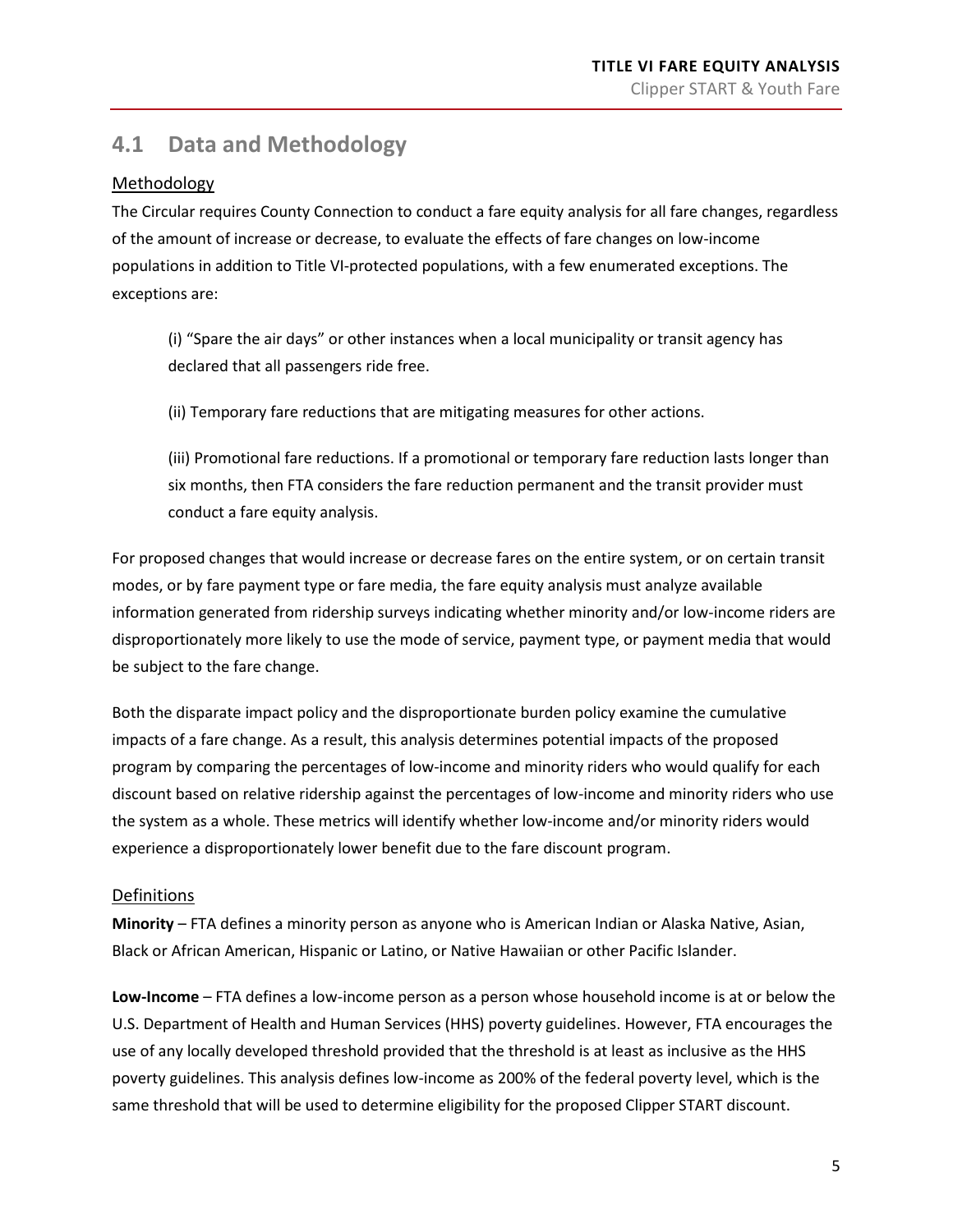## 4.1 Data and Methodology

### Methodology

The Circular requires County Connection to conduct a fare equity analysis for all fare changes, regardless of the amount of increase or decrease, to evaluate the effects of fare changes on low-income populations in addition to Title VI-protected populations, with a few enumerated exceptions. The exceptions are:

(i) "Spare the air days" or other instances when a local municipality or transit agency has declared that all passengers ride free.

(ii) Temporary fare reductions that are mitigating measures for other actions.

(iii) Promotional fare reductions. If a promotional or temporary fare reduction lasts longer than six months, then FTA considers the fare reduction permanent and the transit provider must conduct a fare equity analysis.

For proposed changes that would increase or decrease fares on the entire system, or on certain transit modes, or by fare payment type or fare media, the fare equity analysis must analyze available information generated from ridership surveys indicating whether minority and/or low-income riders are disproportionately more likely to use the mode of service, payment type, or payment media that would be subject to the fare change.

Both the disparate impact policy and the disproportionate burden policy examine the cumulative impacts of a fare change. As a result, this analysis determines potential impacts of the proposed program by comparing the percentages of low-income and minority riders who would qualify for each discount based on relative ridership against the percentages of low-income and minority riders who use the system as a whole. These metrics will identify whether low-income and/or minority riders would experience a disproportionately lower benefit due to the fare discount program.

### Definitions

**Minority** – FTA defines a minority person as anyone who is American Indian or Alaska Native, Asian, Black or African American, Hispanic or Latino, or Native Hawaiian or other Pacific Islander.

**Low-Income** – FTA defines a low-income person as a person whose household income is at or below the U.S. Department of Health and Human Services (HHS) poverty guidelines. However, FTA encourages the use of any locally developed threshold provided that the threshold is at least as inclusive as the HHS poverty guidelines. This analysis defines low-income as 200% of the federal poverty level, which is the same threshold that will be used to determine eligibility for the proposed Clipper START discount.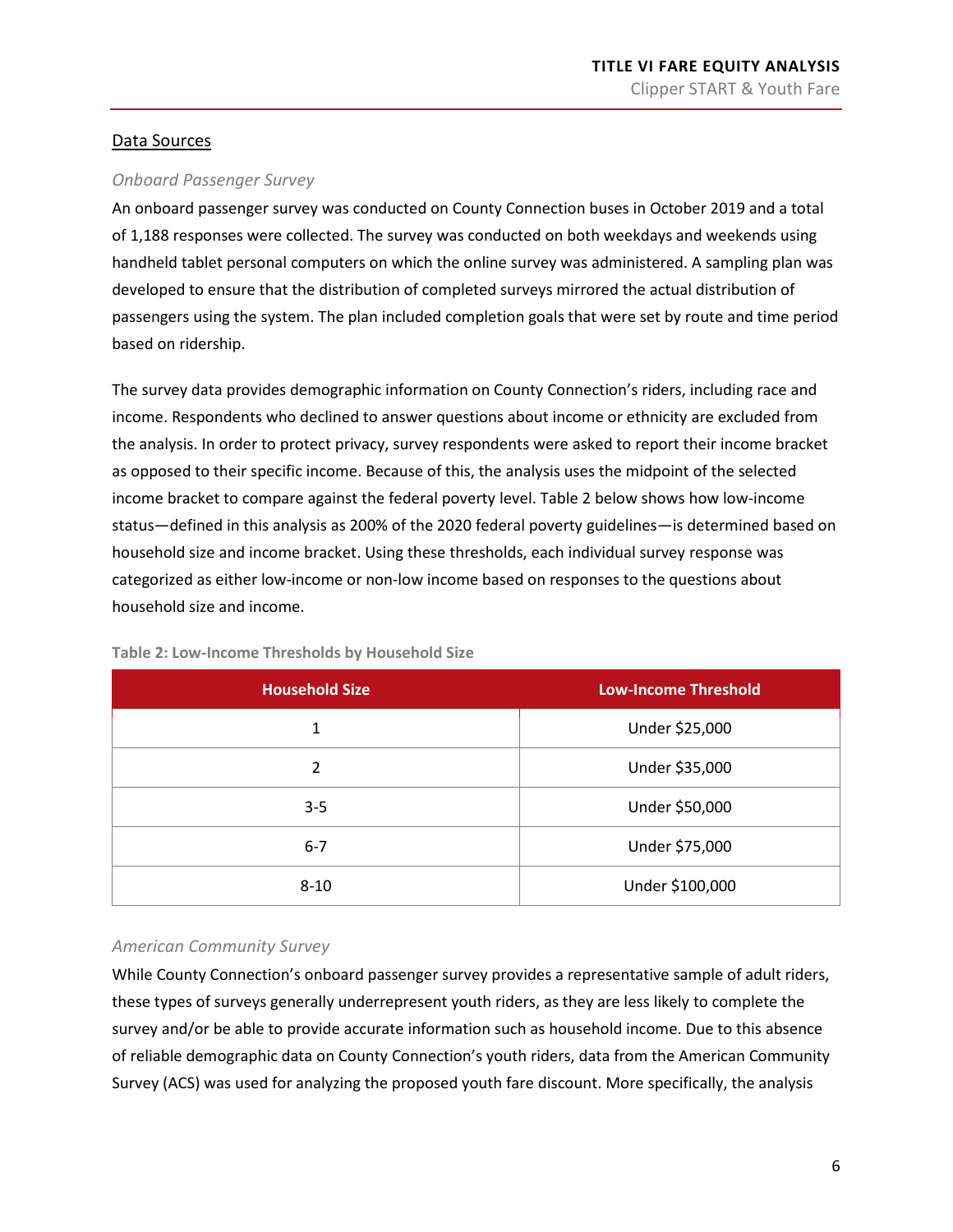## Data Sources

### *Onboard Passenger Survey*

An onboard passenger survey was conducted on County Connection buses in October 2019 and a total of 1,188 responses were collected. The survey was conducted on both weekdays and weekends using handheld tablet personal computers on which the online survey was administered. A sampling plan was developed to ensure that the distribution of completed surveys mirrored the actual distribution of passengers using the system. The plan included completion goals that were set by route and time period based on ridership.

The survey data provides demographic information on County Connection's riders, including race and income. Respondents who declined to answer questions about income or ethnicity are excluded from the analysis. In order to protect privacy, survey respondents were asked to report their income bracket as opposed to their specific income. Because of this, the analysis uses the midpoint of the selected income bracket to compare against the federal poverty level. Table 2 below shows how low-income status—defined in this analysis as 200% of the 2020 federal poverty guidelines—is determined based on household size and income bracket. Using these thresholds, each individual survey response was categorized as either low-income or non-low income based on responses to the questions about household size and income.

**Table 2: Low-Income Thresholds by Household Size**

| Household Size | Low-Income Threshold |
|---|---|
| 1 | Under $25,000 |
| 2 | Under $35,000 |
| 3-5 | Under $50,000 |
| 6-7 | Under $75,000 |
| 8-10 | Under $100,000 |

### *American Community Survey*

While County Connection's onboard passenger survey provides a representative sample of adult riders, these types of surveys generally underrepresent youth riders, as they are less likely to complete the survey and/or be able to provide accurate information such as household income. Due to this absence of reliable demographic data on County Connection's youth riders, data from the American Community Survey (ACS) was used for analyzing the proposed youth fare discount. More specifically, the analysis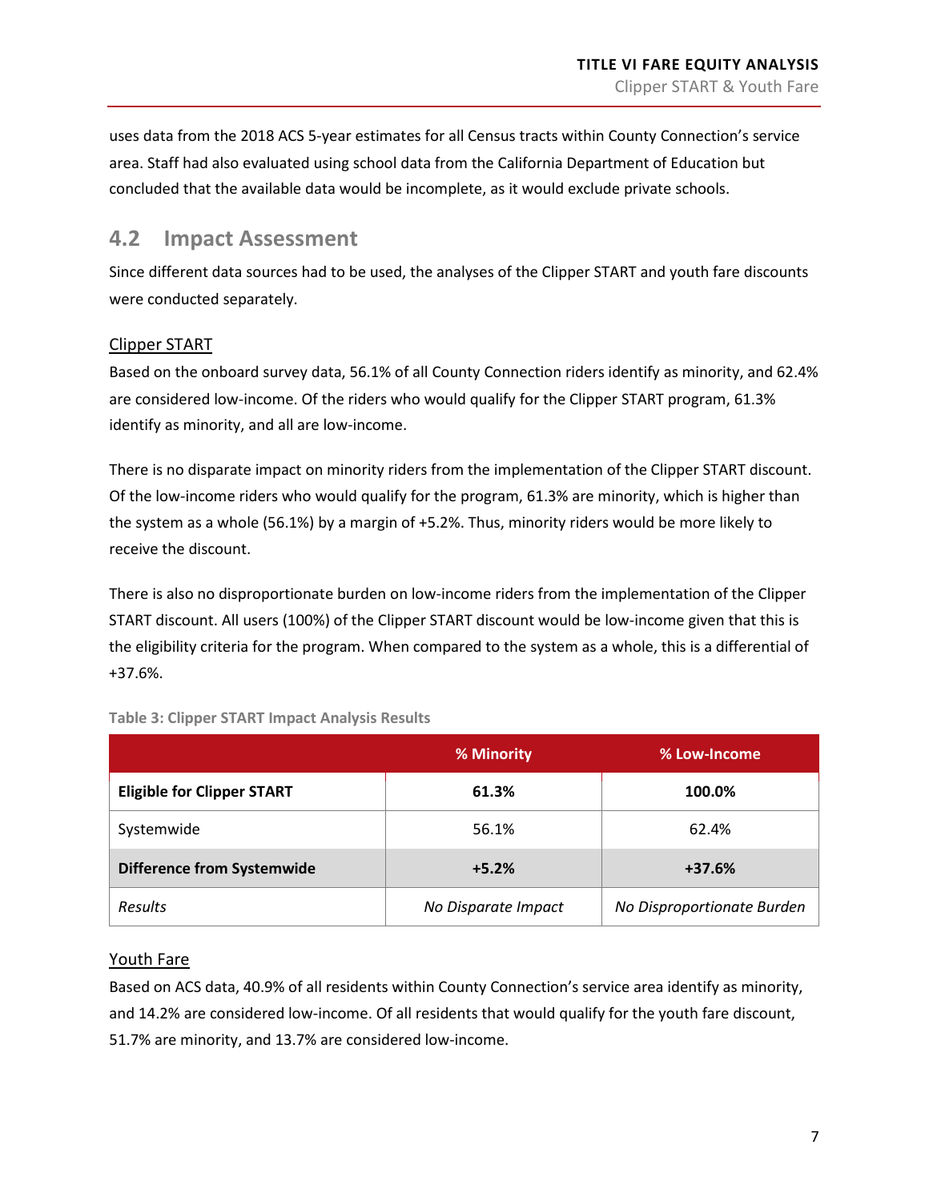uses data from the 2018 ACS 5-year estimates for all Census tracts within County Connection's service area. Staff had also evaluated using school data from the California Department of Education but concluded that the available data would be incomplete, as it would exclude private schools.

## 4.2 Impact Assessment

Since different data sources had to be used, the analyses of the Clipper START and youth fare discounts were conducted separately.

### Clipper START

Based on the onboard survey data, 56.1% of all County Connection riders identify as minority, and 62.4% are considered low-income. Of the riders who would qualify for the Clipper START program, 61.3% identify as minority, and all are low-income.

There is no disparate impact on minority riders from the implementation of the Clipper START discount. Of the low-income riders who would qualify for the program, 61.3% are minority, which is higher than the system as a whole (56.1%) by a margin of +5.2%. Thus, minority riders would be more likely to receive the discount.

There is also no disproportionate burden on low-income riders from the implementation of the Clipper START discount. All users (100%) of the Clipper START discount would be low-income given that this is the eligibility criteria for the program. When compared to the system as a whole, this is a differential of +37.6%.

**Table 3: Clipper START Impact Analysis Results**

| | % Minority | % Low-Income |
|---|---|---|
| **Eligible for Clipper START** | **61.3%** | **100.0%** |
| Systemwide | 56.1% | 62.4% |
| **Difference from Systemwide** | **+5.2%** | **+37.6%** |
| *Results* | *No Disparate Impact* | *No Disproportionate Burden* |

### Youth Fare

Based on ACS data, 40.9% of all residents within County Connection's service area identify as minority, and 14.2% are considered low-income. Of all residents that would qualify for the youth fare discount, 51.7% are minority, and 13.7% are considered low-income.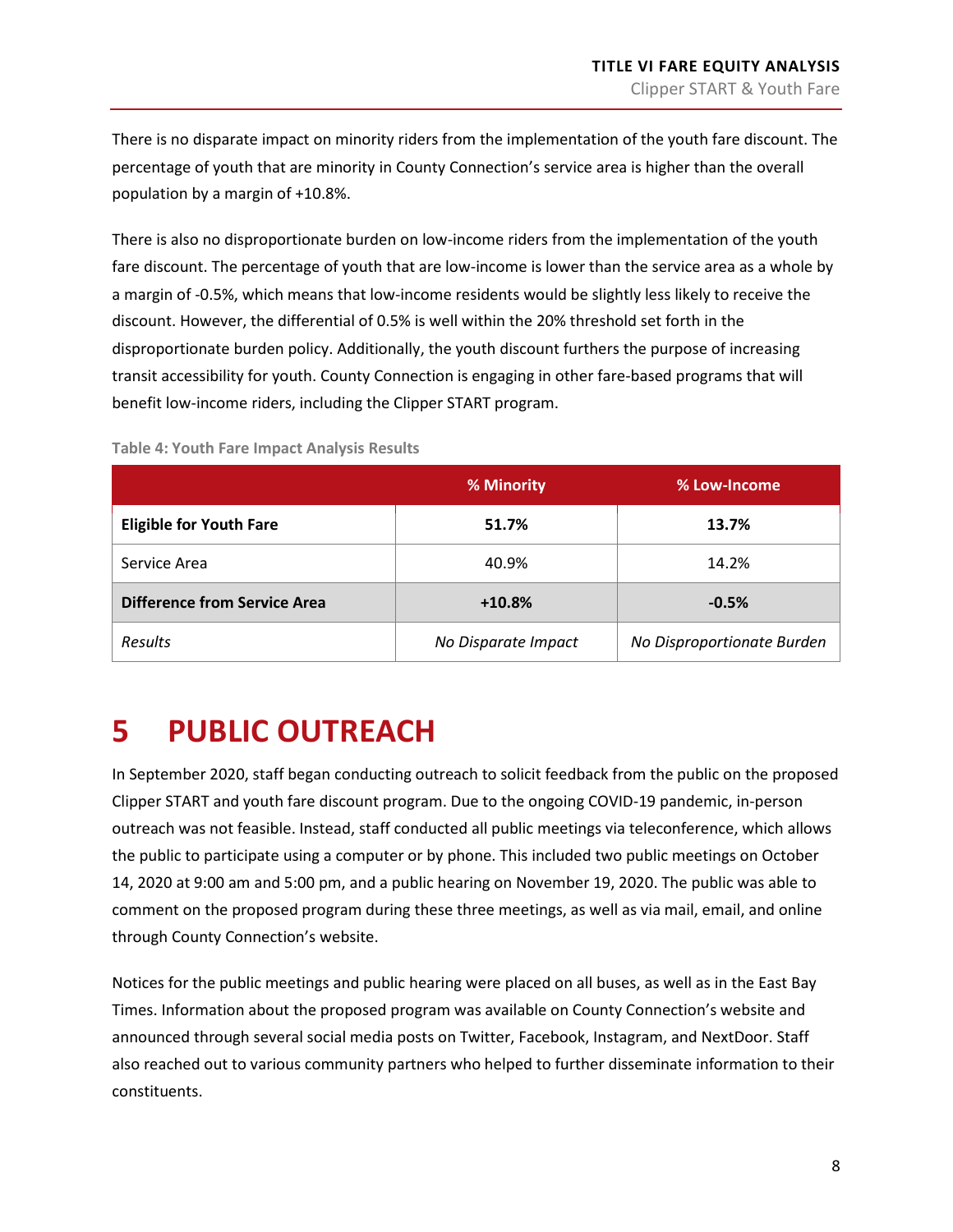There is no disparate impact on minority riders from the implementation of the youth fare discount. The percentage of youth that are minority in County Connection's service area is higher than the overall population by a margin of +10.8%.

There is also no disproportionate burden on low-income riders from the implementation of the youth fare discount. The percentage of youth that are low-income is lower than the service area as a whole by a margin of -0.5%, which means that low-income residents would be slightly less likely to receive the discount. However, the differential of 0.5% is well within the 20% threshold set forth in the disproportionate burden policy. Additionally, the youth discount furthers the purpose of increasing transit accessibility for youth. County Connection is engaging in other fare-based programs that will benefit low-income riders, including the Clipper START program.

**Table 4: Youth Fare Impact Analysis Results**

| | % Minority | % Low-Income |
|---|---|---|
| **Eligible for Youth Fare** | **51.7%** | **13.7%** |
| Service Area | 40.9% | 14.2% |
| **Difference from Service Area** | **+10.8%** | **-0.5%** |
| *Results* | *No Disparate Impact* | *No Disproportionate Burden* |

# 5 PUBLIC OUTREACH

In September 2020, staff began conducting outreach to solicit feedback from the public on the proposed Clipper START and youth fare discount program. Due to the ongoing COVID-19 pandemic, in-person outreach was not feasible. Instead, staff conducted all public meetings via teleconference, which allows the public to participate using a computer or by phone. This included two public meetings on October 14, 2020 at 9:00 am and 5:00 pm, and a public hearing on November 19, 2020. The public was able to comment on the proposed program during these three meetings, as well as via mail, email, and online through County Connection's website.

Notices for the public meetings and public hearing were placed on all buses, as well as in the East Bay Times. Information about the proposed program was available on County Connection's website and announced through several social media posts on Twitter, Facebook, Instagram, and NextDoor. Staff also reached out to various community partners who helped to further disseminate information to their constituents.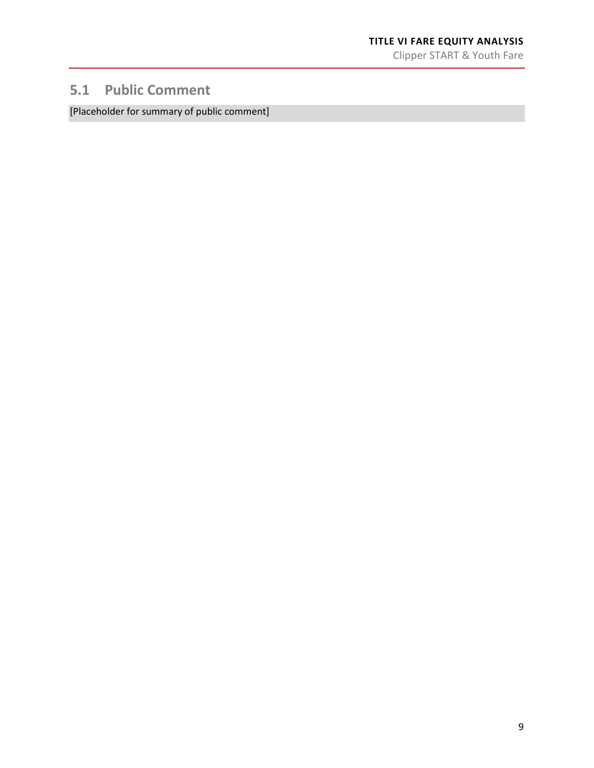## 5.1 Public Comment

[Placeholder for summary of public comment]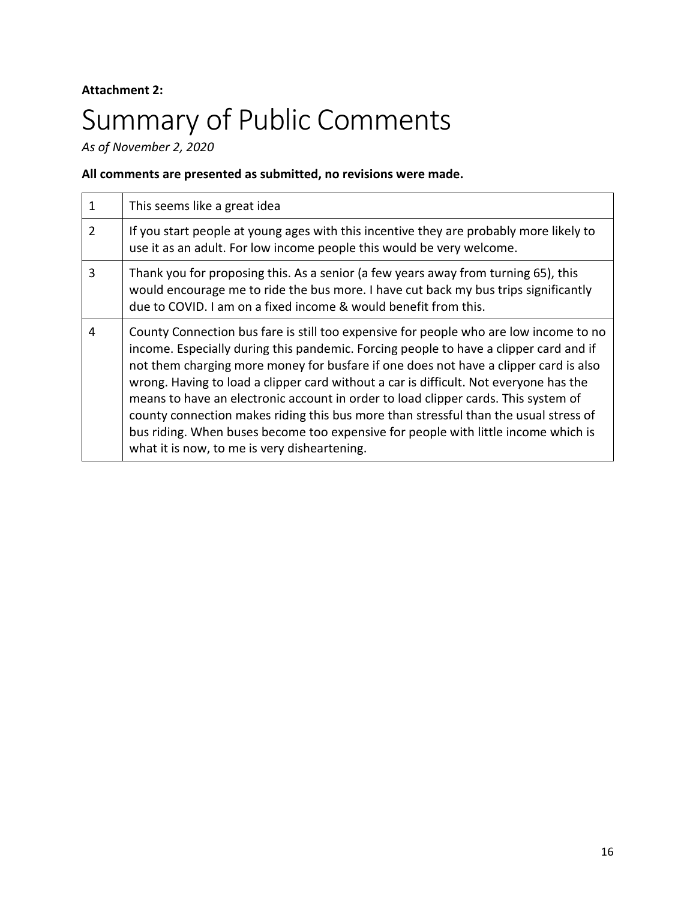**Attachment 2:**

# Summary of Public Comments

*As of November 2, 2020*

**All comments are presented as submitted, no revisions were made.**

| | |
|---|---|
| 1 | This seems like a great idea |
| 2 | If you start people at young ages with this incentive they are probably more likely to use it as an adult. For low income people this would be very welcome. |
| 3 | Thank you for proposing this. As a senior (a few years away from turning 65), this would encourage me to ride the bus more. I have cut back my bus trips significantly due to COVID. I am on a fixed income & would benefit from this. |
| 4 | County Connection bus fare is still too expensive for people who are low income to no income. Especially during this pandemic. Forcing people to have a clipper card and if not them charging more money for busfare if one does not have a clipper card is also wrong. Having to load a clipper card without a car is difficult. Not everyone has the means to have an electronic account in order to load clipper cards. This system of county connection makes riding this bus more than stressful than the usual stress of bus riding. When buses become too expensive for people with little income which is what it is now, to me is very disheartening. |